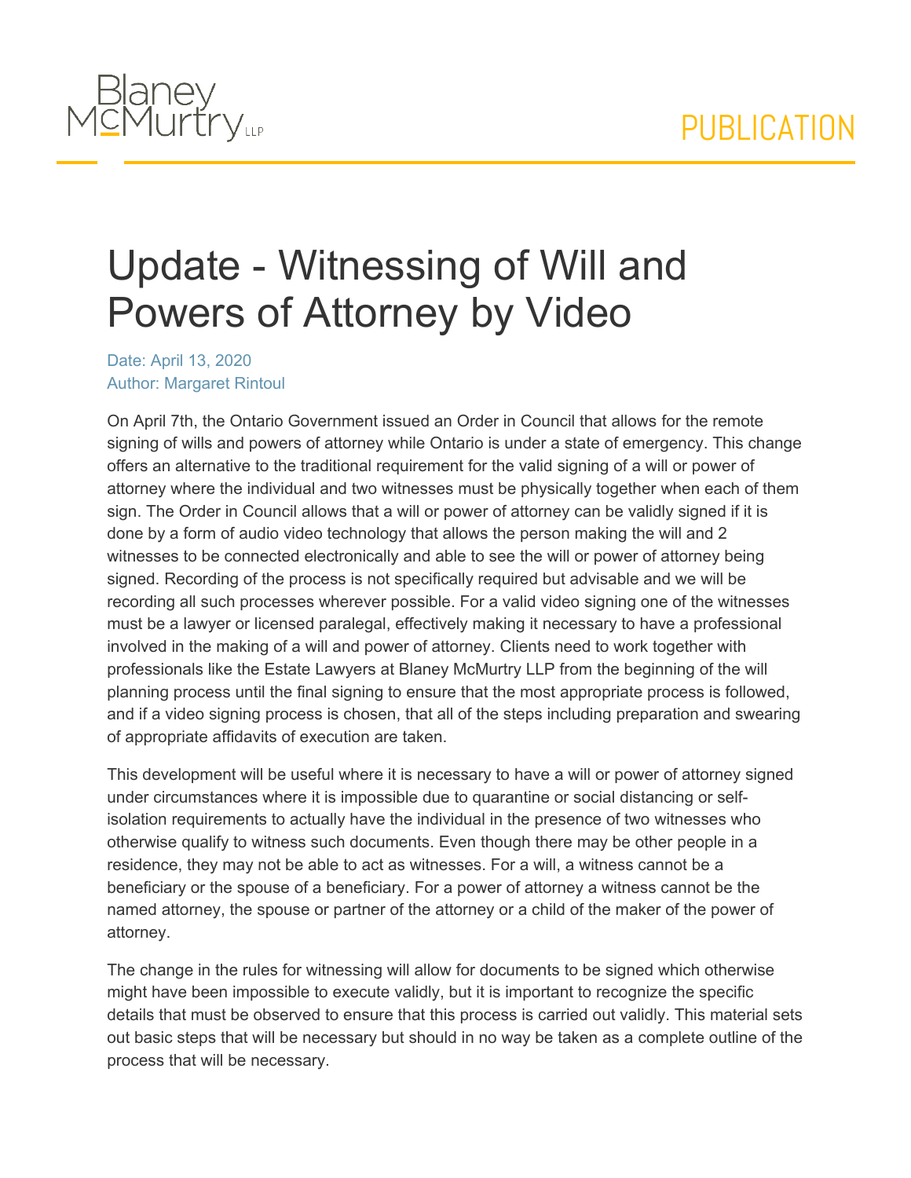# Update - Witnessing of Will and Powers of Attorney by Video

Date: April 13, 2020
Author: Margaret Rintoul

On April 7th, the Ontario Government issued an Order in Council that allows for the remote signing of wills and powers of attorney while Ontario is under a state of emergency. This change offers an alternative to the traditional requirement for the valid signing of a will or power of attorney where the individual and two witnesses must be physically together when each of them sign. The Order in Council allows that a will or power of attorney can be validly signed if it is done by a form of audio video technology that allows the person making the will and 2 witnesses to be connected electronically and able to see the will or power of attorney being signed. Recording of the process is not specifically required but advisable and we will be recording all such processes wherever possible. For a valid video signing one of the witnesses must be a lawyer or licensed paralegal, effectively making it necessary to have a professional involved in the making of a will and power of attorney. Clients need to work together with professionals like the Estate Lawyers at Blaney McMurtry LLP from the beginning of the will planning process until the final signing to ensure that the most appropriate process is followed, and if a video signing process is chosen, that all of the steps including preparation and swearing of appropriate affidavits of execution are taken.

This development will be useful where it is necessary to have a will or power of attorney signed under circumstances where it is impossible due to quarantine or social distancing or self-isolation requirements to actually have the individual in the presence of two witnesses who otherwise qualify to witness such documents. Even though there may be other people in a residence, they may not be able to act as witnesses. For a will, a witness cannot be a beneficiary or the spouse of a beneficiary. For a power of attorney a witness cannot be the named attorney, the spouse or partner of the attorney or a child of the maker of the power of attorney.

The change in the rules for witnessing will allow for documents to be signed which otherwise might have been impossible to execute validly, but it is important to recognize the specific details that must be observed to ensure that this process is carried out validly. This material sets out basic steps that will be necessary but should in no way be taken as a complete outline of the process that will be necessary.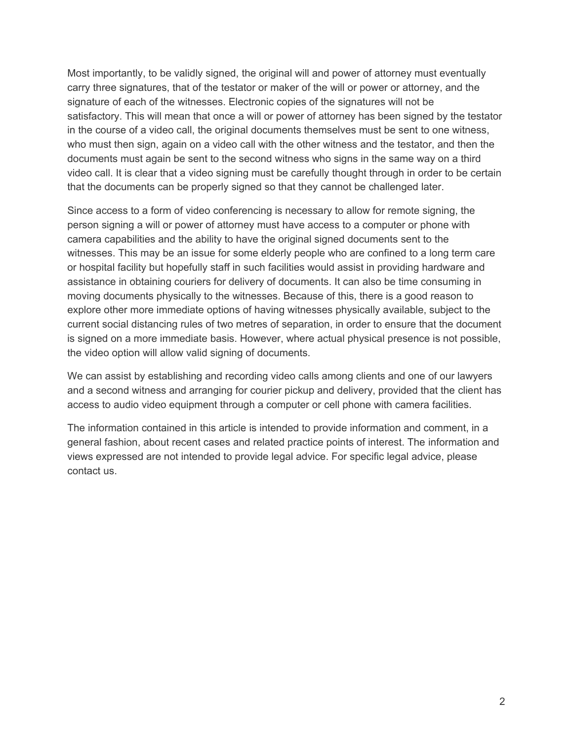Most importantly, to be validly signed, the original will and power of attorney must eventually carry three signatures, that of the testator or maker of the will or power or attorney, and the signature of each of the witnesses. Electronic copies of the signatures will not be satisfactory. This will mean that once a will or power of attorney has been signed by the testator in the course of a video call, the original documents themselves must be sent to one witness, who must then sign, again on a video call with the other witness and the testator, and then the documents must again be sent to the second witness who signs in the same way on a third video call. It is clear that a video signing must be carefully thought through in order to be certain that the documents can be properly signed so that they cannot be challenged later.

Since access to a form of video conferencing is necessary to allow for remote signing, the person signing a will or power of attorney must have access to a computer or phone with camera capabilities and the ability to have the original signed documents sent to the witnesses. This may be an issue for some elderly people who are confined to a long term care or hospital facility but hopefully staff in such facilities would assist in providing hardware and assistance in obtaining couriers for delivery of documents. It can also be time consuming in moving documents physically to the witnesses. Because of this, there is a good reason to explore other more immediate options of having witnesses physically available, subject to the current social distancing rules of two metres of separation, in order to ensure that the document is signed on a more immediate basis. However, where actual physical presence is not possible, the video option will allow valid signing of documents.

We can assist by establishing and recording video calls among clients and one of our lawyers and a second witness and arranging for courier pickup and delivery, provided that the client has access to audio video equipment through a computer or cell phone with camera facilities.

The information contained in this article is intended to provide information and comment, in a general fashion, about recent cases and related practice points of interest. The information and views expressed are not intended to provide legal advice. For specific legal advice, please contact us.